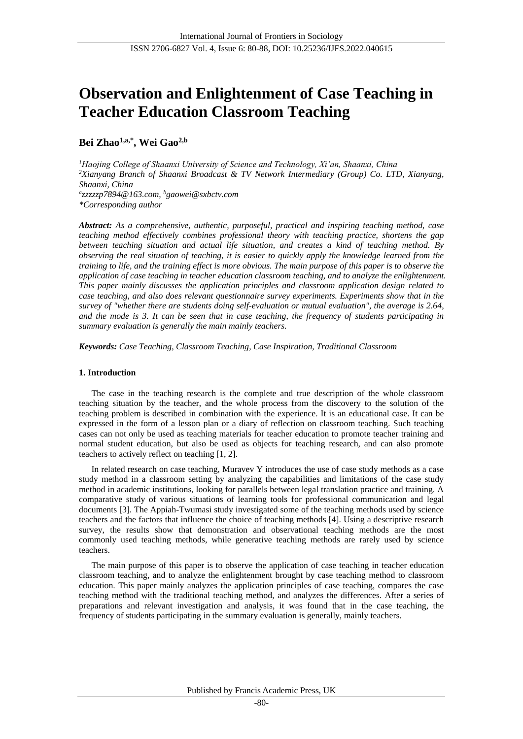# Observation and Enlightenment of Case Teaching in Teacher Education Classroom Teaching

**Bei Zhao[1,a,*], Wei Gao[2,b]**

*[1]Haojing College of Shaanxi University of Science and Technology, Xi'an, Shaanxi, China*
*[2]Xianyang Branch of Shaanxi Broadcast & TV Network Intermediary (Group) Co. LTD, Xianyang, Shaanxi, China*
*[a]zzzzzp7894@163.com, [b]gaowei@sxbctv.com*
**Corresponding author*

***Abstract:*** *As a comprehensive, authentic, purposeful, practical and inspiring teaching method, case teaching method effectively combines professional theory with teaching practice, shortens the gap between teaching situation and actual life situation, and creates a kind of teaching method. By observing the real situation of teaching, it is easier to quickly apply the knowledge learned from the training to life, and the training effect is more obvious. The main purpose of this paper is to observe the application of case teaching in teacher education classroom teaching, and to analyze the enlightenment. This paper mainly discusses the application principles and classroom application design related to case teaching, and also does relevant questionnaire survey experiments. Experiments show that in the survey of "whether there are students doing self-evaluation or mutual evaluation", the average is 2.64, and the mode is 3. It can be seen that in case teaching, the frequency of students participating in summary evaluation is generally the main mainly teachers.*

***Keywords:*** *Case Teaching, Classroom Teaching, Case Inspiration, Traditional Classroom*

## 1. Introduction

The case in the teaching research is the complete and true description of the whole classroom teaching situation by the teacher, and the whole process from the discovery to the solution of the teaching problem is described in combination with the experience. It is an educational case. It can be expressed in the form of a lesson plan or a diary of reflection on classroom teaching. Such teaching cases can not only be used as teaching materials for teacher education to promote teacher training and normal student education, but also be used as objects for teaching research, and can also promote teachers to actively reflect on teaching [1, 2].

In related research on case teaching, Muravev Y introduces the use of case study methods as a case study method in a classroom setting by analyzing the capabilities and limitations of the case study method in academic institutions, looking for parallels between legal translation practice and training. A comparative study of various situations of learning tools for professional communication and legal documents [3]. The Appiah-Twumasi study investigated some of the teaching methods used by science teachers and the factors that influence the choice of teaching methods [4]. Using a descriptive research survey, the results show that demonstration and observational teaching methods are the most commonly used teaching methods, while generative teaching methods are rarely used by science teachers.

The main purpose of this paper is to observe the application of case teaching in teacher education classroom teaching, and to analyze the enlightenment brought by case teaching method to classroom education. This paper mainly analyzes the application principles of case teaching, compares the case teaching method with the traditional teaching method, and analyzes the differences. After a series of preparations and relevant investigation and analysis, it was found that in the case teaching, the frequency of students participating in the summary evaluation is generally, mainly teachers.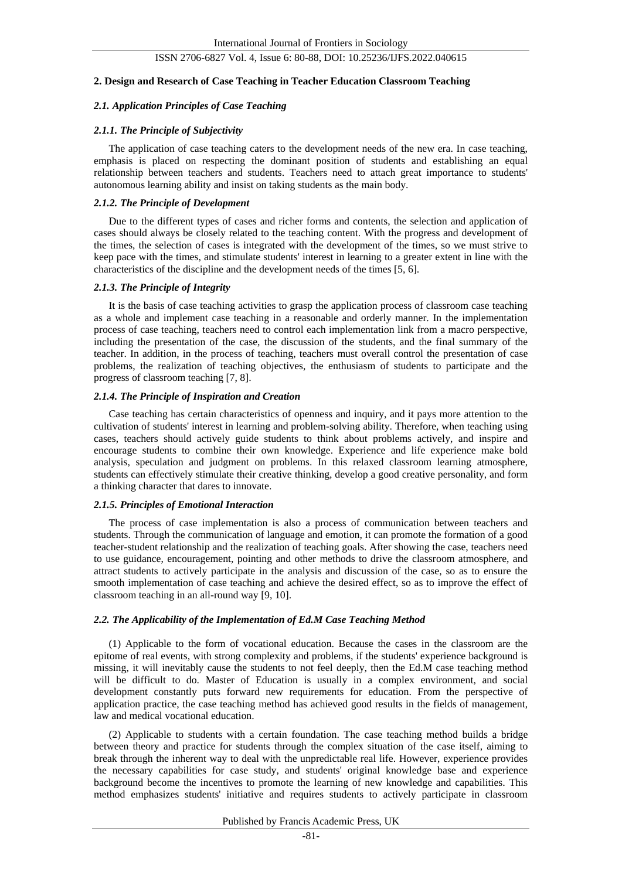## 2. Design and Research of Case Teaching in Teacher Education Classroom Teaching

### *2.1. Application Principles of Case Teaching*

#### *2.1.1. The Principle of Subjectivity*

The application of case teaching caters to the development needs of the new era. In case teaching, emphasis is placed on respecting the dominant position of students and establishing an equal relationship between teachers and students. Teachers need to attach great importance to students' autonomous learning ability and insist on taking students as the main body.

#### *2.1.2. The Principle of Development*

Due to the different types of cases and richer forms and contents, the selection and application of cases should always be closely related to the teaching content. With the progress and development of the times, the selection of cases is integrated with the development of the times, so we must strive to keep pace with the times, and stimulate students' interest in learning to a greater extent in line with the characteristics of the discipline and the development needs of the times [5, 6].

#### *2.1.3. The Principle of Integrity*

It is the basis of case teaching activities to grasp the application process of classroom case teaching as a whole and implement case teaching in a reasonable and orderly manner. In the implementation process of case teaching, teachers need to control each implementation link from a macro perspective, including the presentation of the case, the discussion of the students, and the final summary of the teacher. In addition, in the process of teaching, teachers must overall control the presentation of case problems, the realization of teaching objectives, the enthusiasm of students to participate and the progress of classroom teaching [7, 8].

#### *2.1.4. The Principle of Inspiration and Creation*

Case teaching has certain characteristics of openness and inquiry, and it pays more attention to the cultivation of students' interest in learning and problem-solving ability. Therefore, when teaching using cases, teachers should actively guide students to think about problems actively, and inspire and encourage students to combine their own knowledge. Experience and life experience make bold analysis, speculation and judgment on problems. In this relaxed classroom learning atmosphere, students can effectively stimulate their creative thinking, develop a good creative personality, and form a thinking character that dares to innovate.

#### *2.1.5. Principles of Emotional Interaction*

The process of case implementation is also a process of communication between teachers and students. Through the communication of language and emotion, it can promote the formation of a good teacher-student relationship and the realization of teaching goals. After showing the case, teachers need to use guidance, encouragement, pointing and other methods to drive the classroom atmosphere, and attract students to actively participate in the analysis and discussion of the case, so as to ensure the smooth implementation of case teaching and achieve the desired effect, so as to improve the effect of classroom teaching in an all-round way [9, 10].

### *2.2. The Applicability of the Implementation of Ed.M Case Teaching Method*

(1) Applicable to the form of vocational education. Because the cases in the classroom are the epitome of real events, with strong complexity and problems, if the students' experience background is missing, it will inevitably cause the students to not feel deeply, then the Ed.M case teaching method will be difficult to do. Master of Education is usually in a complex environment, and social development constantly puts forward new requirements for education. From the perspective of application practice, the case teaching method has achieved good results in the fields of management, law and medical vocational education.

(2) Applicable to students with a certain foundation. The case teaching method builds a bridge between theory and practice for students through the complex situation of the case itself, aiming to break through the inherent way to deal with the unpredictable real life. However, experience provides the necessary capabilities for case study, and students' original knowledge base and experience background become the incentives to promote the learning of new knowledge and capabilities. This method emphasizes students' initiative and requires students to actively participate in classroom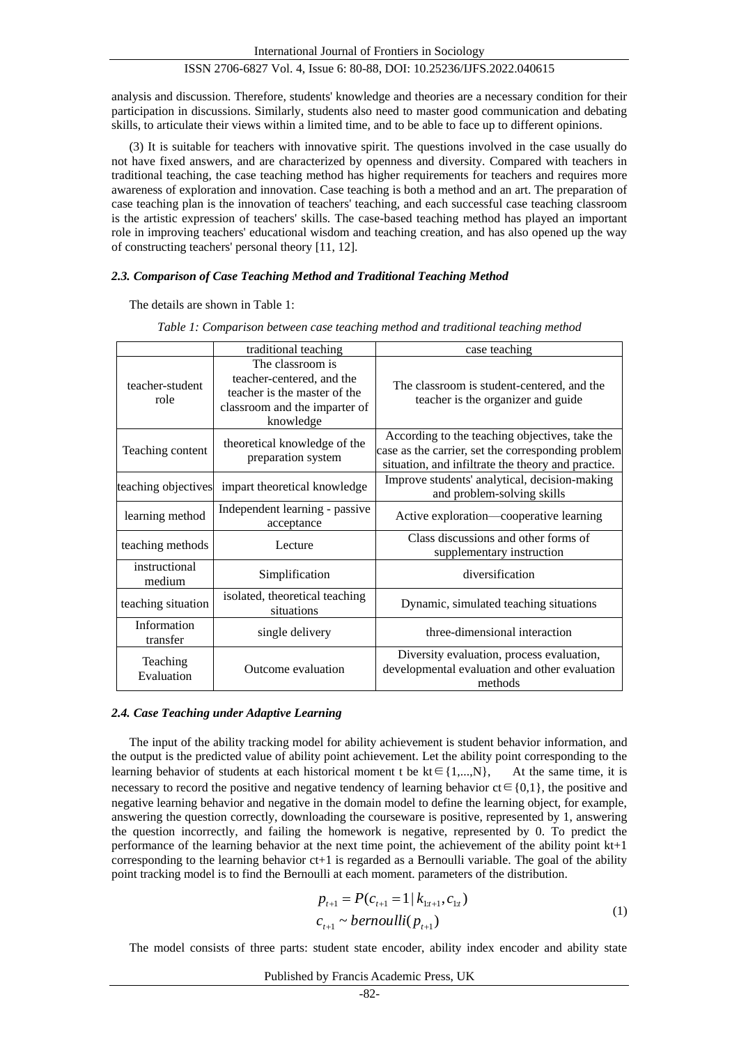analysis and discussion. Therefore, students' knowledge and theories are a necessary condition for their participation in discussions. Similarly, students also need to master good communication and debating skills, to articulate their views within a limited time, and to be able to face up to different opinions.

(3) It is suitable for teachers with innovative spirit. The questions involved in the case usually do not have fixed answers, and are characterized by openness and diversity. Compared with teachers in traditional teaching, the case teaching method has higher requirements for teachers and requires more awareness of exploration and innovation. Case teaching is both a method and an art. The preparation of case teaching plan is the innovation of teachers' teaching, and each successful case teaching classroom is the artistic expression of teachers' skills. The case-based teaching method has played an important role in improving teachers' educational wisdom and teaching creation, and has also opened up the way of constructing teachers' personal theory [11, 12].

### *2.3. Comparison of Case Teaching Method and Traditional Teaching Method*

The details are shown in Table 1:

*Table 1: Comparison between case teaching method and traditional teaching method*

| | traditional teaching | case teaching |
|---|---|---|
| teacher-student role | The classroom is teacher-centered, and the teacher is the master of the classroom and the imparter of knowledge | The classroom is student-centered, and the teacher is the organizer and guide |
| Teaching content | theoretical knowledge of the preparation system | According to the teaching objectives, take the case as the carrier, set the corresponding problem situation, and infiltrate the theory and practice. |
| teaching objectives | impart theoretical knowledge | Improve students' analytical, decision-making and problem-solving skills |
| learning method | Independent learning - passive acceptance | Active exploration—cooperative learning |
| teaching methods | Lecture | Class discussions and other forms of supplementary instruction |
| instructional medium | Simplification | diversification |
| teaching situation | isolated, theoretical teaching situations | Dynamic, simulated teaching situations |
| Information transfer | single delivery | three-dimensional interaction |
| Teaching Evaluation | Outcome evaluation | Diversity evaluation, process evaluation, developmental evaluation and other evaluation methods |

### *2.4. Case Teaching under Adaptive Learning*

The input of the ability tracking model for ability achievement is student behavior information, and the output is the predicted value of ability point achievement. Let the ability point corresponding to the learning behavior of students at each historical moment t be $k_t \in \{1,...,N\}$, At the same time, it is necessary to record the positive and negative tendency of learning behavior $c_t \in \{0,1\}$, the positive and negative learning behavior and negative in the domain model to define the learning object, for example, answering the question correctly, downloading the courseware is positive, represented by 1, answering the question incorrectly, and failing the homework is negative, represented by 0. To predict the performance of the learning behavior at the next time point, the achievement of the ability point $k_{t+1}$ corresponding to the learning behavior $c_{t+1}$ is regarded as a Bernoulli variable. The goal of the ability point tracking model is to find the Bernoulli at each moment. parameters of the distribution.

$$
\begin{aligned}
p_{t+1} &= P(c_{t+1} = 1 \mid k_{1:t+1}, c_{1:t}) \\
c_{t+1} &\sim bernoulli(p_{t+1})
\end{aligned}
\tag{1}
$$

The model consists of three parts: student state encoder, ability index encoder and ability state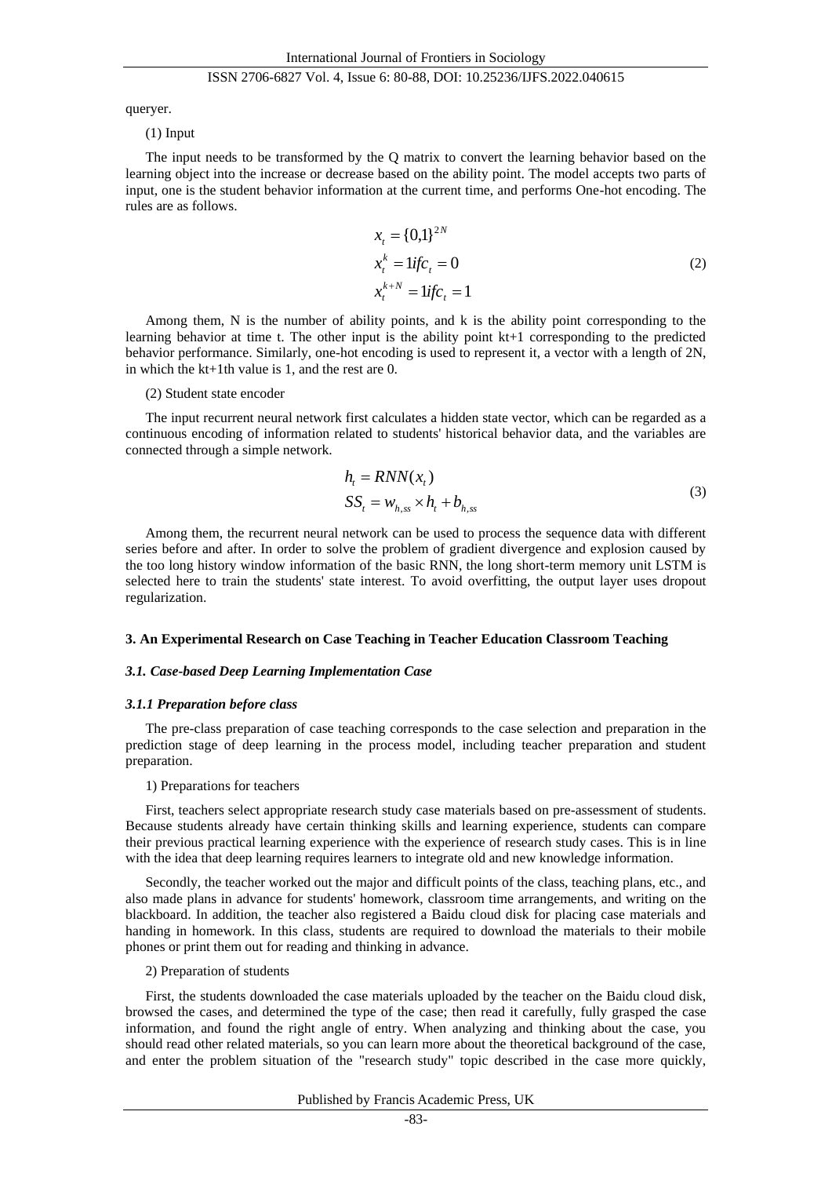queryer.

(1) Input

The input needs to be transformed by the Q matrix to convert the learning behavior based on the learning object into the increase or decrease based on the ability point. The model accepts two parts of input, one is the student behavior information at the current time, and performs One-hot encoding. The rules are as follows.

$$
\begin{aligned}
x_t &= \{0,1\}^{2N} \\
x_t^k &= 1 if c_t = 0 \\
x_t^{k+N} &= 1 if c_t = 1
\end{aligned}
\tag{2}
$$

Among them, N is the number of ability points, and k is the ability point corresponding to the learning behavior at time t. The other input is the ability point kt+1 corresponding to the predicted behavior performance. Similarly, one-hot encoding is used to represent it, a vector with a length of 2N, in which the kt+1th value is 1, and the rest are 0.

(2) Student state encoder

The input recurrent neural network first calculates a hidden state vector, which can be regarded as a continuous encoding of information related to students' historical behavior data, and the variables are connected through a simple network.

$$
\begin{aligned}
h_t &= RNN(x_t) \\
SS_t &= w_{h,ss} \times h_t + b_{h,ss}
\end{aligned}
\tag{3}
$$

Among them, the recurrent neural network can be used to process the sequence data with different series before and after. In order to solve the problem of gradient divergence and explosion caused by the too long history window information of the basic RNN, the long short-term memory unit LSTM is selected here to train the students' state interest. To avoid overfitting, the output layer uses dropout regularization.

## 3. An Experimental Research on Case Teaching in Teacher Education Classroom Teaching

### *3.1. Case-based Deep Learning Implementation Case*

#### *3.1.1 Preparation before class*

The pre-class preparation of case teaching corresponds to the case selection and preparation in the prediction stage of deep learning in the process model, including teacher preparation and student preparation.

1) Preparations for teachers

First, teachers select appropriate research study case materials based on pre-assessment of students. Because students already have certain thinking skills and learning experience, students can compare their previous practical learning experience with the experience of research study cases. This is in line with the idea that deep learning requires learners to integrate old and new knowledge information.

Secondly, the teacher worked out the major and difficult points of the class, teaching plans, etc., and also made plans in advance for students' homework, classroom time arrangements, and writing on the blackboard. In addition, the teacher also registered a Baidu cloud disk for placing case materials and handing in homework. In this class, students are required to download the materials to their mobile phones or print them out for reading and thinking in advance.

2) Preparation of students

First, the students downloaded the case materials uploaded by the teacher on the Baidu cloud disk, browsed the cases, and determined the type of the case; then read it carefully, fully grasped the case information, and found the right angle of entry. When analyzing and thinking about the case, you should read other related materials, so you can learn more about the theoretical background of the case, and enter the problem situation of the "research study" topic described in the case more quickly,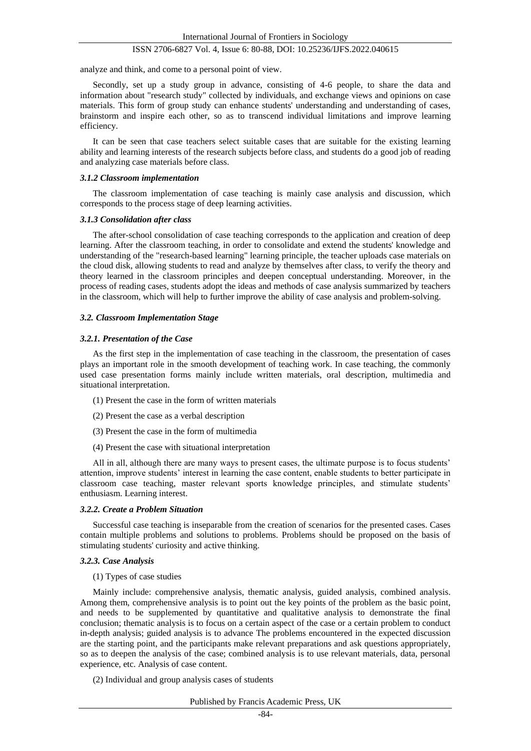analyze and think, and come to a personal point of view.

Secondly, set up a study group in advance, consisting of 4-6 people, to share the data and information about "research study" collected by individuals, and exchange views and opinions on case materials. This form of group study can enhance students' understanding and understanding of cases, brainstorm and inspire each other, so as to transcend individual limitations and improve learning efficiency.

It can be seen that case teachers select suitable cases that are suitable for the existing learning ability and learning interests of the research subjects before class, and students do a good job of reading and analyzing case materials before class.

#### *3.1.2 Classroom implementation*

The classroom implementation of case teaching is mainly case analysis and discussion, which corresponds to the process stage of deep learning activities.

#### *3.1.3 Consolidation after class*

The after-school consolidation of case teaching corresponds to the application and creation of deep learning. After the classroom teaching, in order to consolidate and extend the students' knowledge and understanding of the "research-based learning" learning principle, the teacher uploads case materials on the cloud disk, allowing students to read and analyze by themselves after class, to verify the theory and theory learned in the classroom principles and deepen conceptual understanding. Moreover, in the process of reading cases, students adopt the ideas and methods of case analysis summarized by teachers in the classroom, which will help to further improve the ability of case analysis and problem-solving.

### *3.2. Classroom Implementation Stage*

#### *3.2.1. Presentation of the Case*

As the first step in the implementation of case teaching in the classroom, the presentation of cases plays an important role in the smooth development of teaching work. In case teaching, the commonly used case presentation forms mainly include written materials, oral description, multimedia and situational interpretation.

(1) Present the case in the form of written materials

(2) Present the case as a verbal description

(3) Present the case in the form of multimedia

(4) Present the case with situational interpretation

All in all, although there are many ways to present cases, the ultimate purpose is to focus students' attention, improve students' interest in learning the case content, enable students to better participate in classroom case teaching, master relevant sports knowledge principles, and stimulate students' enthusiasm. Learning interest.

#### *3.2.2. Create a Problem Situation*

Successful case teaching is inseparable from the creation of scenarios for the presented cases. Cases contain multiple problems and solutions to problems. Problems should be proposed on the basis of stimulating students' curiosity and active thinking.

#### *3.2.3. Case Analysis*

(1) Types of case studies

Mainly include: comprehensive analysis, thematic analysis, guided analysis, combined analysis. Among them, comprehensive analysis is to point out the key points of the problem as the basic point, and needs to be supplemented by quantitative and qualitative analysis to demonstrate the final conclusion; thematic analysis is to focus on a certain aspect of the case or a certain problem to conduct in-depth analysis; guided analysis is to advance The problems encountered in the expected discussion are the starting point, and the participants make relevant preparations and ask questions appropriately, so as to deepen the analysis of the case; combined analysis is to use relevant materials, data, personal experience, etc. Analysis of case content.

(2) Individual and group analysis cases of students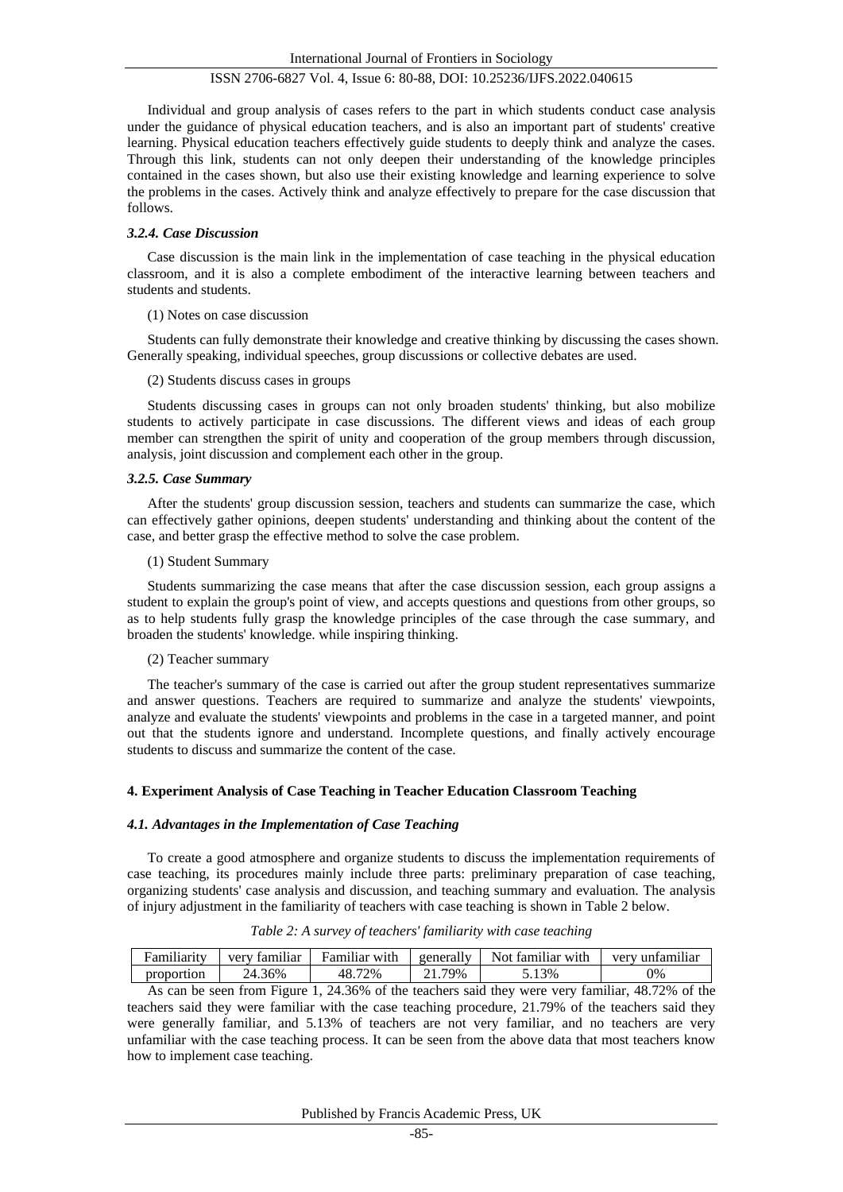Individual and group analysis of cases refers to the part in which students conduct case analysis under the guidance of physical education teachers, and is also an important part of students' creative learning. Physical education teachers effectively guide students to deeply think and analyze the cases. Through this link, students can not only deepen their understanding of the knowledge principles contained in the cases shown, but also use their existing knowledge and learning experience to solve the problems in the cases. Actively think and analyze effectively to prepare for the case discussion that follows.

#### *3.2.4. Case Discussion*

Case discussion is the main link in the implementation of case teaching in the physical education classroom, and it is also a complete embodiment of the interactive learning between teachers and students and students.

(1) Notes on case discussion

Students can fully demonstrate their knowledge and creative thinking by discussing the cases shown. Generally speaking, individual speeches, group discussions or collective debates are used.

(2) Students discuss cases in groups

Students discussing cases in groups can not only broaden students' thinking, but also mobilize students to actively participate in case discussions. The different views and ideas of each group member can strengthen the spirit of unity and cooperation of the group members through discussion, analysis, joint discussion and complement each other in the group.

#### *3.2.5. Case Summary*

After the students' group discussion session, teachers and students can summarize the case, which can effectively gather opinions, deepen students' understanding and thinking about the content of the case, and better grasp the effective method to solve the case problem.

(1) Student Summary

Students summarizing the case means that after the case discussion session, each group assigns a student to explain the group's point of view, and accepts questions and questions from other groups, so as to help students fully grasp the knowledge principles of the case through the case summary, and broaden the students' knowledge. while inspiring thinking.

(2) Teacher summary

The teacher's summary of the case is carried out after the group student representatives summarize and answer questions. Teachers are required to summarize and analyze the students' viewpoints, analyze and evaluate the students' viewpoints and problems in the case in a targeted manner, and point out that the students ignore and understand. Incomplete questions, and finally actively encourage students to discuss and summarize the content of the case.

## **4. Experiment Analysis of Case Teaching in Teacher Education Classroom Teaching**

### *4.1. Advantages in the Implementation of Case Teaching*

To create a good atmosphere and organize students to discuss the implementation requirements of case teaching, its procedures mainly include three parts: preliminary preparation of case teaching, organizing students' case analysis and discussion, and teaching summary and evaluation. The analysis of injury adjustment in the familiarity of teachers with case teaching is shown in Table 2 below.

*Table 2: A survey of teachers' familiarity with case teaching*

| Familiarity | very familiar | Familiar with | generally | Not familiar with | very unfamiliar |
|---|---|---|---|---|---|
| proportion | 24.36% | 48.72% | 21.79% | 5.13% | 0% |

As can be seen from Figure 1, 24.36% of the teachers said they were very familiar, 48.72% of the teachers said they were familiar with the case teaching procedure, 21.79% of the teachers said they were generally familiar, and 5.13% of teachers are not very familiar, and no teachers are very unfamiliar with the case teaching process. It can be seen from the above data that most teachers know how to implement case teaching.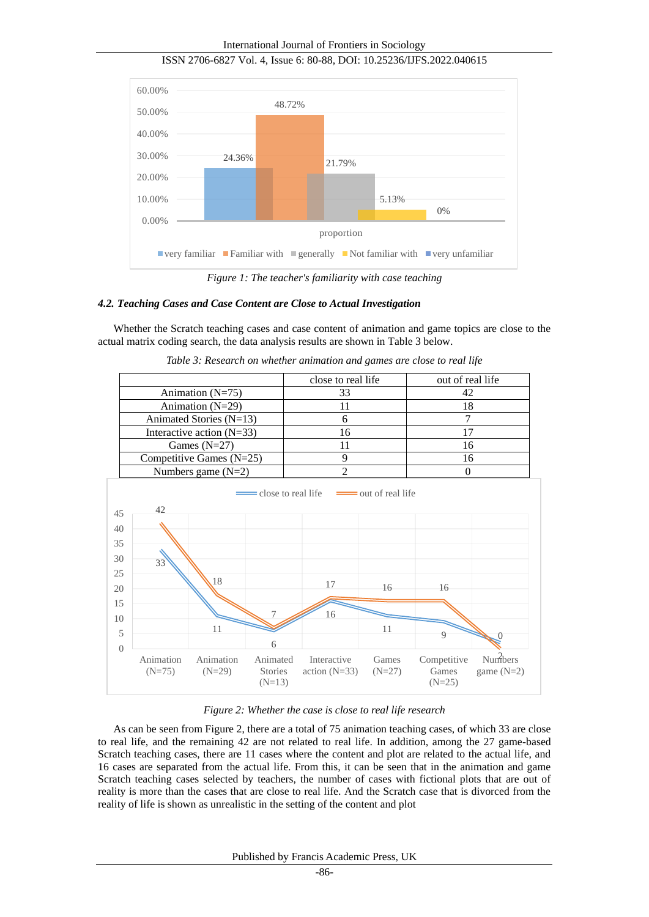Figure 1: The teacher's familiarity with case teaching

### *4.2. Teaching Cases and Case Content are Close to Actual Investigation*

Whether the Scratch teaching cases and case content of animation and game topics are close to the actual matrix coding search, the data analysis results are shown in Table 3 below.

*Table 3: Research on whether animation and games are close to real life*

| | close to real life | out of real life |
|---|---|---|
| Animation (N=75) | 33 | 42 |
| Animation (N=29) | 11 | 18 |
| Animated Stories (N=13) | 6 | 7 |
| Interactive action (N=33) | 16 | 17 |
| Games (N=27) | 11 | 16 |
| Competitive Games (N=25) | 9 | 16 |
| Numbers game (N=2) | 2 | 0 |

*Figure 2: Whether the case is close to real life research*

As can be seen from Figure 2, there are a total of 75 animation teaching cases, of which 33 are close to real life, and the remaining 42 are not related to real life. In addition, among the 27 game-based Scratch teaching cases, there are 11 cases where the content and plot are related to the actual life, and 16 cases are separated from the actual life. From this, it can be seen that in the animation and game Scratch teaching cases selected by teachers, the number of cases with fictional plots that are out of reality is more than the cases that are close to real life. And the Scratch case that is divorced from the reality of life is shown as unrealistic in the setting of the content and plot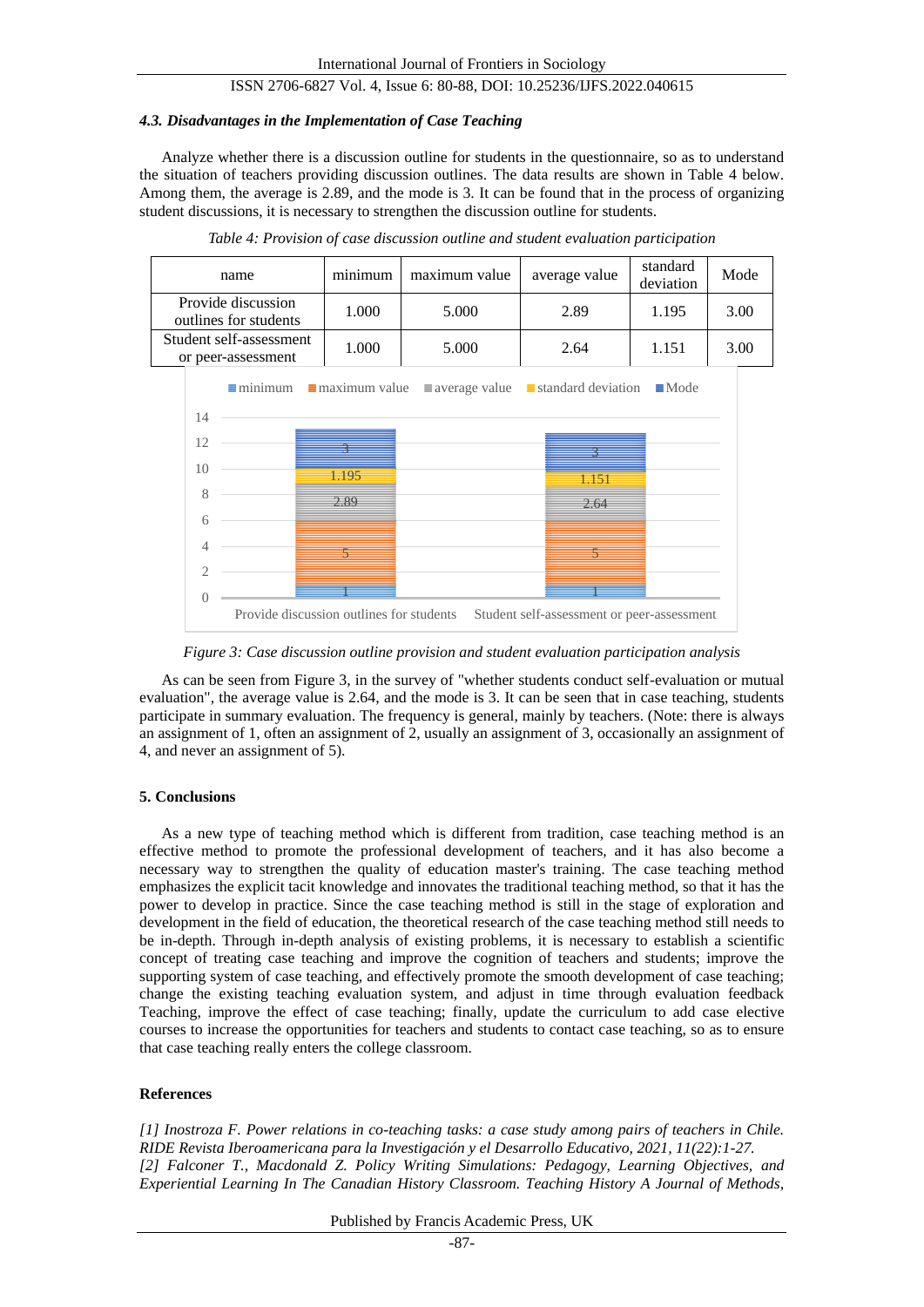### *4.3. Disadvantages in the Implementation of Case Teaching*

Analyze whether there is a discussion outline for students in the questionnaire, so as to understand the situation of teachers providing discussion outlines. The data results are shown in Table 4 below. Among them, the average is 2.89, and the mode is 3. It can be found that in the process of organizing student discussions, it is necessary to strengthen the discussion outline for students.

*Table 4: Provision of case discussion outline and student evaluation participation*

| name | minimum | maximum value | average value | standard deviation | Mode |
|---|---|---|---|---|---|
| Provide discussion outlines for students | 1.000 | 5.000 | 2.89 | 1.195 | 3.00 |
| Student self-assessment or peer-assessment | 1.000 | 5.000 | 2.64 | 1.151 | 3.00 |

*Figure 3: Case discussion outline provision and student evaluation participation analysis*

As can be seen from Figure 3, in the survey of "whether students conduct self-evaluation or mutual evaluation", the average value is 2.64, and the mode is 3. It can be seen that in case teaching, students participate in summary evaluation. The frequency is general, mainly by teachers. (Note: there is always an assignment of 1, often an assignment of 2, usually an assignment of 3, occasionally an assignment of 4, and never an assignment of 5).

## 5. Conclusions

As a new type of teaching method which is different from tradition, case teaching method is an effective method to promote the professional development of teachers, and it has also become a necessary way to strengthen the quality of education master's training. The case teaching method emphasizes the explicit tacit knowledge and innovates the traditional teaching method, so that it has the power to develop in practice. Since the case teaching method is still in the stage of exploration and development in the field of education, the theoretical research of the case teaching method still needs to be in-depth. Through in-depth analysis of existing problems, it is necessary to establish a scientific concept of treating case teaching and improve the cognition of teachers and students; improve the supporting system of case teaching, and effectively promote the smooth development of case teaching; change the existing teaching evaluation system, and adjust in time through evaluation feedback Teaching, improve the effect of case teaching; finally, update the curriculum to add case elective courses to increase the opportunities for teachers and students to contact case teaching, so as to ensure that case teaching really enters the college classroom.

## References

*[1] Inostroza F. Power relations in co-teaching tasks: a case study among pairs of teachers in Chile. RIDE Revista Iberoamericana para la Investigación y el Desarrollo Educativo, 2021, 11(22):1-27.*

*[2] Falconer T., Macdonald Z. Policy Writing Simulations: Pedagogy, Learning Objectives, and Experiential Learning In The Canadian History Classroom. Teaching History A Journal of Methods,*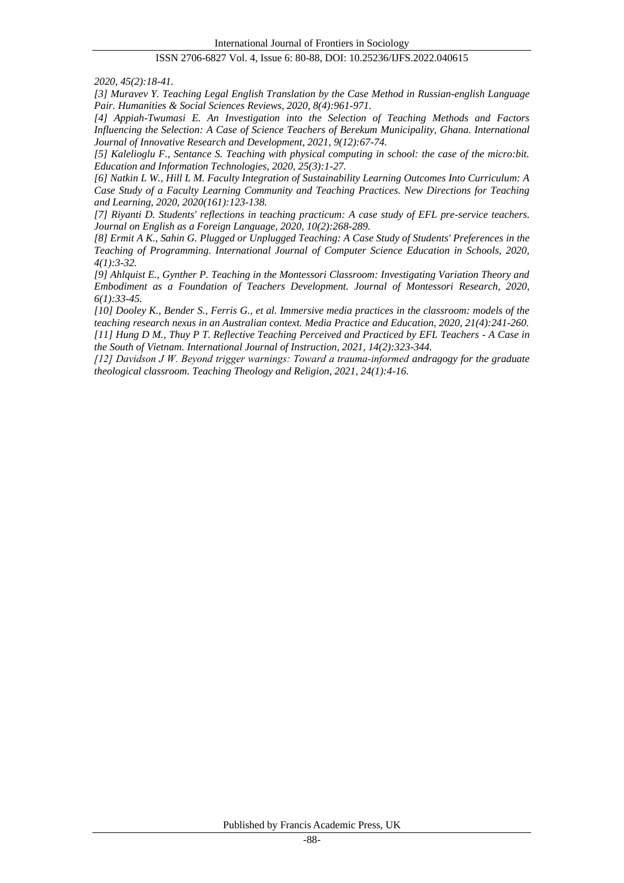*2020, 45(2):18-41.*

*[3] Muravev Y. Teaching Legal English Translation by the Case Method in Russian-english Language Pair. Humanities & Social Sciences Reviews, 2020, 8(4):961-971.*

*[4] Appiah-Twumasi E. An Investigation into the Selection of Teaching Methods and Factors Influencing the Selection: A Case of Science Teachers of Berekum Municipality, Ghana. International Journal of Innovative Research and Development, 2021, 9(12):67-74.*

*[5] Kalelioglu F., Sentance S. Teaching with physical computing in school: the case of the micro:bit. Education and Information Technologies, 2020, 25(3):1-27.*

*[6] Natkin L W., Hill L M. Faculty Integration of Sustainability Learning Outcomes Into Curriculum: A Case Study of a Faculty Learning Community and Teaching Practices. New Directions for Teaching and Learning, 2020, 2020(161):123-138.*

*[7] Riyanti D. Students' reflections in teaching practicum: A case study of EFL pre-service teachers. Journal on English as a Foreign Language, 2020, 10(2):268-289.*

*[8] Ermit A K., Sahin G. Plugged or Unplugged Teaching: A Case Study of Students' Preferences in the Teaching of Programming. International Journal of Computer Science Education in Schools, 2020, 4(1):3-32.*

*[9] Ahlquist E., Gynther P. Teaching in the Montessori Classroom: Investigating Variation Theory and Embodiment as a Foundation of Teachers Development. Journal of Montessori Research, 2020, 6(1):33-45.*

*[10] Dooley K., Bender S., Ferris G., et al. Immersive media practices in the classroom: models of the teaching research nexus in an Australian context. Media Practice and Education, 2020, 21(4):241-260.*

*[11] Hung D M., Thuy P T. Reflective Teaching Perceived and Practiced by EFL Teachers - A Case in the South of Vietnam. International Journal of Instruction, 2021, 14(2):323-344.*

*[12] Davidson J W. Beyond trigger warnings: Toward a trauma-informed andragogy for the graduate theological classroom. Teaching Theology and Religion, 2021, 24(1):4-16.*